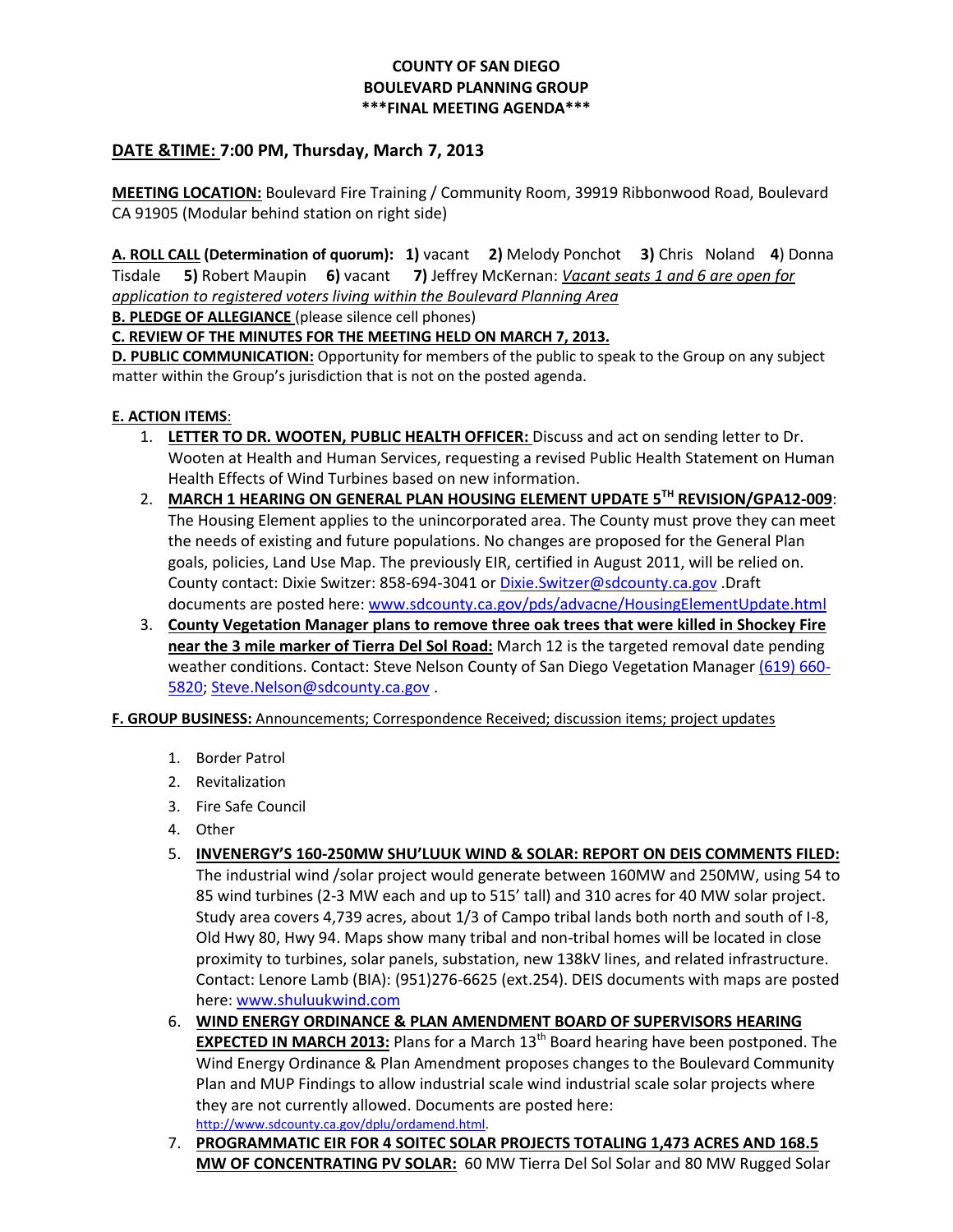# COUNTY OF SAN DIEGO
# BOULEVARD PLANNING GROUP
# ***FINAL MEETING AGENDA***

## DATE &TIME: 7:00 PM, Thursday, March 7, 2013

**MEETING LOCATION:** Boulevard Fire Training / Community Room, 39919 Ribbonwood Road, Boulevard CA 91905 (Modular behind station on right side)

**A. ROLL CALL (Determination of quorum): 1)** vacant **2)** Melody Ponchot **3)** Chris Noland **4**) Donna Tisdale **5)** Robert Maupin **6)** vacant **7)** Jeffrey McKernan: *Vacant seats 1 and 6 are open for application to registered voters living within the Boulevard Planning Area*

**B. PLEDGE OF ALLEGIANCE** (please silence cell phones)

**C. REVIEW OF THE MINUTES FOR THE MEETING HELD ON MARCH 7, 2013.**

**D. PUBLIC COMMUNICATION:** Opportunity for members of the public to speak to the Group on any subject matter within the Group's jurisdiction that is not on the posted agenda.

**E. ACTION ITEMS**:

1. **LETTER TO DR. WOOTEN, PUBLIC HEALTH OFFICER:** Discuss and act on sending letter to Dr. Wooten at Health and Human Services, requesting a revised Public Health Statement on Human Health Effects of Wind Turbines based on new information.
2. **MARCH 1 HEARING ON GENERAL PLAN HOUSING ELEMENT UPDATE 5TH REVISION/GPA12-009**: The Housing Element applies to the unincorporated area. The County must prove they can meet the needs of existing and future populations. No changes are proposed for the General Plan goals, policies, Land Use Map. The previously EIR, certified in August 2011, will be relied on. County contact: Dixie Switzer: 858-694-3041 or Dixie.Switzer@sdcounty.ca.gov .Draft documents are posted here: www.sdcounty.ca.gov/pds/advacne/HousingElementUpdate.html
3. **County Vegetation Manager plans to remove three oak trees that were killed in Shockey Fire near the 3 mile marker of Tierra Del Sol Road:** March 12 is the targeted removal date pending weather conditions. Contact: Steve Nelson County of San Diego Vegetation Manager (619) 660-5820; Steve.Nelson@sdcounty.ca.gov .

**F. GROUP BUSINESS:** Announcements; Correspondence Received; discussion items; project updates

1. Border Patrol
2. Revitalization
3. Fire Safe Council
4. Other
5. **INVENERGY'S 160-250MW SHU'LUUK WIND & SOLAR: REPORT ON DEIS COMMENTS FILED:** The industrial wind /solar project would generate between 160MW and 250MW, using 54 to 85 wind turbines (2-3 MW each and up to 515' tall) and 310 acres for 40 MW solar project. Study area covers 4,739 acres, about 1/3 of Campo tribal lands both north and south of I-8, Old Hwy 80, Hwy 94. Maps show many tribal and non-tribal homes will be located in close proximity to turbines, solar panels, substation, new 138kV lines, and related infrastructure. Contact: Lenore Lamb (BIA): (951)276-6625 (ext.254). DEIS documents with maps are posted here: www.shuluukwind.com
6. **WIND ENERGY ORDINANCE & PLAN AMENDMENT BOARD OF SUPERVISORS HEARING EXPECTED IN MARCH 2013:** Plans for a March 13th Board hearing have been postponed. The Wind Energy Ordinance & Plan Amendment proposes changes to the Boulevard Community Plan and MUP Findings to allow industrial scale wind industrial scale solar projects where they are not currently allowed. Documents are posted here: http://www.sdcounty.ca.gov/dplu/ordamend.html.
7. **PROGRAMMATIC EIR FOR 4 SOITEC SOLAR PROJECTS TOTALING 1,473 ACRES AND 168.5 MW OF CONCENTRATING PV SOLAR:** 60 MW Tierra Del Sol Solar and 80 MW Rugged Solar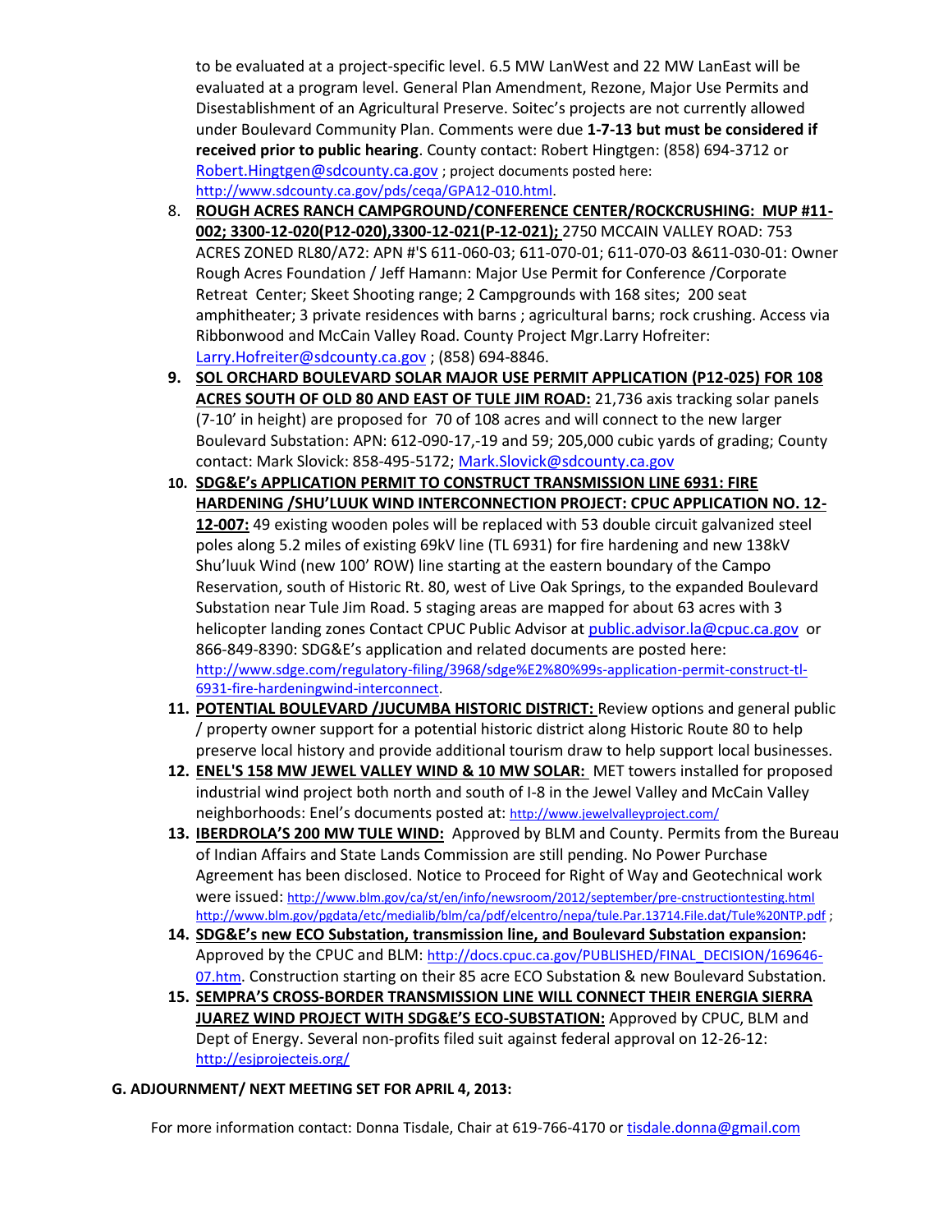to be evaluated at a project-specific level. 6.5 MW LanWest and 22 MW LanEast will be evaluated at a program level. General Plan Amendment, Rezone, Major Use Permits and Disestablishment of an Agricultural Preserve. Soitec's projects are not currently allowed under Boulevard Community Plan. Comments were due **1-7-13 but must be considered if received prior to public hearing**. County contact: Robert Hingtgen: (858) 694-3712 or Robert.Hingtgen@sdcounty.ca.gov ; project documents posted here: http://www.sdcounty.ca.gov/pds/ceqa/GPA12-010.html.

8. **ROUGH ACRES RANCH CAMPGROUND/CONFERENCE CENTER/ROCKCRUSHING: MUP #11-002; 3300-12-020(P12-020),3300-12-021(P-12-021);** 2750 MCCAIN VALLEY ROAD: 753 ACRES ZONED RL80/A72: APN #'S 611-060-03; 611-070-01; 611-070-03 &611-030-01: Owner Rough Acres Foundation / Jeff Hamann: Major Use Permit for Conference /Corporate Retreat Center; Skeet Shooting range; 2 Campgrounds with 168 sites; 200 seat amphitheater; 3 private residences with barns ; agricultural barns; rock crushing. Access via Ribbonwood and McCain Valley Road. County Project Mgr.Larry Hofreiter: Larry.Hofreiter@sdcounty.ca.gov ; (858) 694-8846.
9. **SOL ORCHARD BOULEVARD SOLAR MAJOR USE PERMIT APPLICATION (P12-025) FOR 108 ACRES SOUTH OF OLD 80 AND EAST OF TULE JIM ROAD:** 21,736 axis tracking solar panels (7-10' in height) are proposed for 70 of 108 acres and will connect to the new larger Boulevard Substation: APN: 612-090-17,-19 and 59; 205,000 cubic yards of grading; County contact: Mark Slovick: 858-495-5172; Mark.Slovick@sdcounty.ca.gov
10. **SDG&E's APPLICATION PERMIT TO CONSTRUCT TRANSMISSION LINE 6931: FIRE HARDENING /SHU'LUUK WIND INTERCONNECTION PROJECT: CPUC APPLICATION NO. 12-12-007:** 49 existing wooden poles will be replaced with 53 double circuit galvanized steel poles along 5.2 miles of existing 69kV line (TL 6931) for fire hardening and new 138kV Shu'luuk Wind (new 100' ROW) line starting at the eastern boundary of the Campo Reservation, south of Historic Rt. 80, west of Live Oak Springs, to the expanded Boulevard Substation near Tule Jim Road. 5 staging areas are mapped for about 63 acres with 3 helicopter landing zones Contact CPUC Public Advisor at public.advisor.la@cpuc.ca.gov or 866-849-8390: SDG&E's application and related documents are posted here: http://www.sdge.com/regulatory-filing/3968/sdge%E2%80%99s-application-permit-construct-tl-6931-fire-hardeningwind-interconnect.
11. **POTENTIAL BOULEVARD /JUCUMBA HISTORIC DISTRICT:** Review options and general public / property owner support for a potential historic district along Historic Route 80 to help preserve local history and provide additional tourism draw to help support local businesses.
12. **ENEL'S 158 MW JEWEL VALLEY WIND & 10 MW SOLAR:** MET towers installed for proposed industrial wind project both north and south of I-8 in the Jewel Valley and McCain Valley neighborhoods: Enel's documents posted at: http://www.jewelvalleyproject.com/
13. **IBERDROLA'S 200 MW TULE WIND:** Approved by BLM and County. Permits from the Bureau of Indian Affairs and State Lands Commission are still pending. No Power Purchase Agreement has been disclosed. Notice to Proceed for Right of Way and Geotechnical work were issued: http://www.blm.gov/ca/st/en/info/newsroom/2012/september/pre-cnstructiontesting.html http://www.blm.gov/pgdata/etc/medialib/blm/ca/pdf/elcentro/nepa/tule.Par.13714.File.dat/Tule%20NTP.pdf ;
14. **SDG&E's new ECO Substation, transmission line, and Boulevard Substation expansion:** Approved by the CPUC and BLM: http://docs.cpuc.ca.gov/PUBLISHED/FINAL_DECISION/169646-07.htm. Construction starting on their 85 acre ECO Substation & new Boulevard Substation.
15. **SEMPRA'S CROSS-BORDER TRANSMISSION LINE WILL CONNECT THEIR ENERGIA SIERRA JUAREZ WIND PROJECT WITH SDG&E'S ECO-SUBSTATION:** Approved by CPUC, BLM and Dept of Energy. Several non-profits filed suit against federal approval on 12-26-12: http://esjprojecteis.org/

**G. ADJOURNMENT/ NEXT MEETING SET FOR APRIL 4, 2013:**

For more information contact: Donna Tisdale, Chair at 619-766-4170 or tisdale.donna@gmail.com